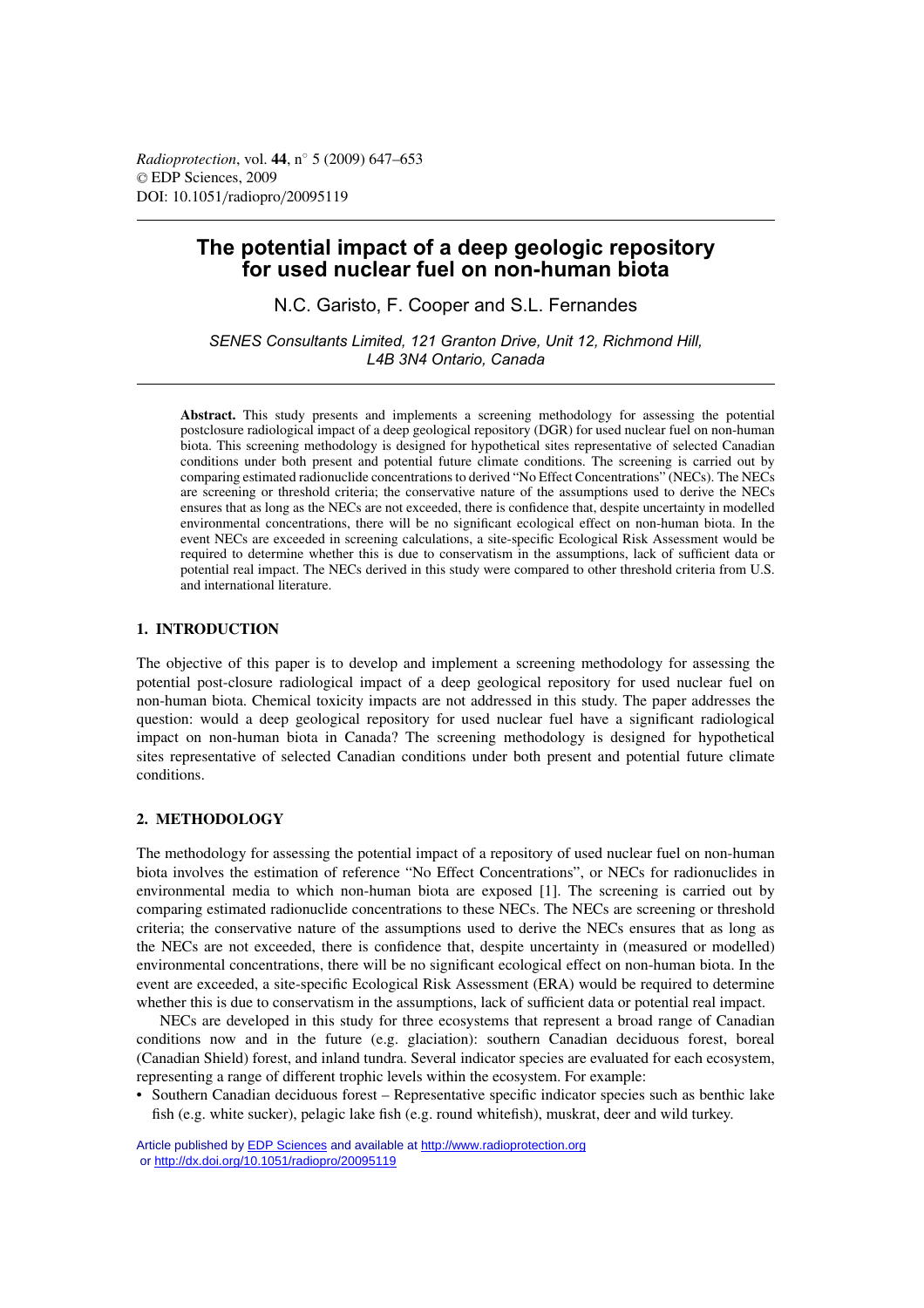# The potential impact of a deep geologic repository for used nuclear fuel on non-human biota

N.C. Garisto, F. Cooper and S.L. Fernandes

*SENES Consultants Limited, 121 Granton Drive, Unit 12, Richmond Hill, L4B 3N4 Ontario, Canada*

**Abstract.** This study presents and implements a screening methodology for assessing the potential postclosure radiological impact of a deep geological repository (DGR) for used nuclear fuel on non-human biota. This screening methodology is designed for hypothetical sites representative of selected Canadian conditions under both present and potential future climate conditions. The screening is carried out by comparing estimated radionuclide concentrations to derived "No Effect Concentrations" (NECs). The NECs are screening or threshold criteria; the conservative nature of the assumptions used to derive the NECs ensures that as long as the NECs are not exceeded, there is confidence that, despite uncertainty in modelled environmental concentrations, there will be no significant ecological effect on non-human biota. In the event NECs are exceeded in screening calculations, a site-specific Ecological Risk Assessment would be required to determine whether this is due to conservatism in the assumptions, lack of sufficient data or potential real impact. The NECs derived in this study were compared to other threshold criteria from U.S. and international literature.

## 1. INTRODUCTION

The objective of this paper is to develop and implement a screening methodology for assessing the potential post-closure radiological impact of a deep geological repository for used nuclear fuel on non-human biota. Chemical toxicity impacts are not addressed in this study. The paper addresses the question: would a deep geological repository for used nuclear fuel have a significant radiological impact on non-human biota in Canada? The screening methodology is designed for hypothetical sites representative of selected Canadian conditions under both present and potential future climate conditions.

## 2. METHODOLOGY

The methodology for assessing the potential impact of a repository of used nuclear fuel on non-human biota involves the estimation of reference "No Effect Concentrations", or NECs for radionuclides in environmental media to which non-human biota are exposed [1]. The screening is carried out by comparing estimated radionuclide concentrations to these NECs. The NECs are screening or threshold criteria; the conservative nature of the assumptions used to derive the NECs ensures that as long as the NECs are not exceeded, there is confidence that, despite uncertainty in (measured or modelled) environmental concentrations, there will be no significant ecological effect on non-human biota. In the event are exceeded, a site-specific Ecological Risk Assessment (ERA) would be required to determine whether this is due to conservatism in the assumptions, lack of sufficient data or potential real impact.

NECs are developed in this study for three ecosystems that represent a broad range of Canadian conditions now and in the future (e.g. glaciation): southern Canadian deciduous forest, boreal (Canadian Shield) forest, and inland tundra. Several indicator species are evaluated for each ecosystem, representing a range of different trophic levels within the ecosystem. For example:

- Southern Canadian deciduous forest – Representative specific indicator species such as benthic lake fish (e.g. white sucker), pelagic lake fish (e.g. round whitefish), muskrat, deer and wild turkey.

Article published by EDP Sciences and available at http://www.radioprotection.org or http://dx.doi.org/10.1051/radiopro/20095119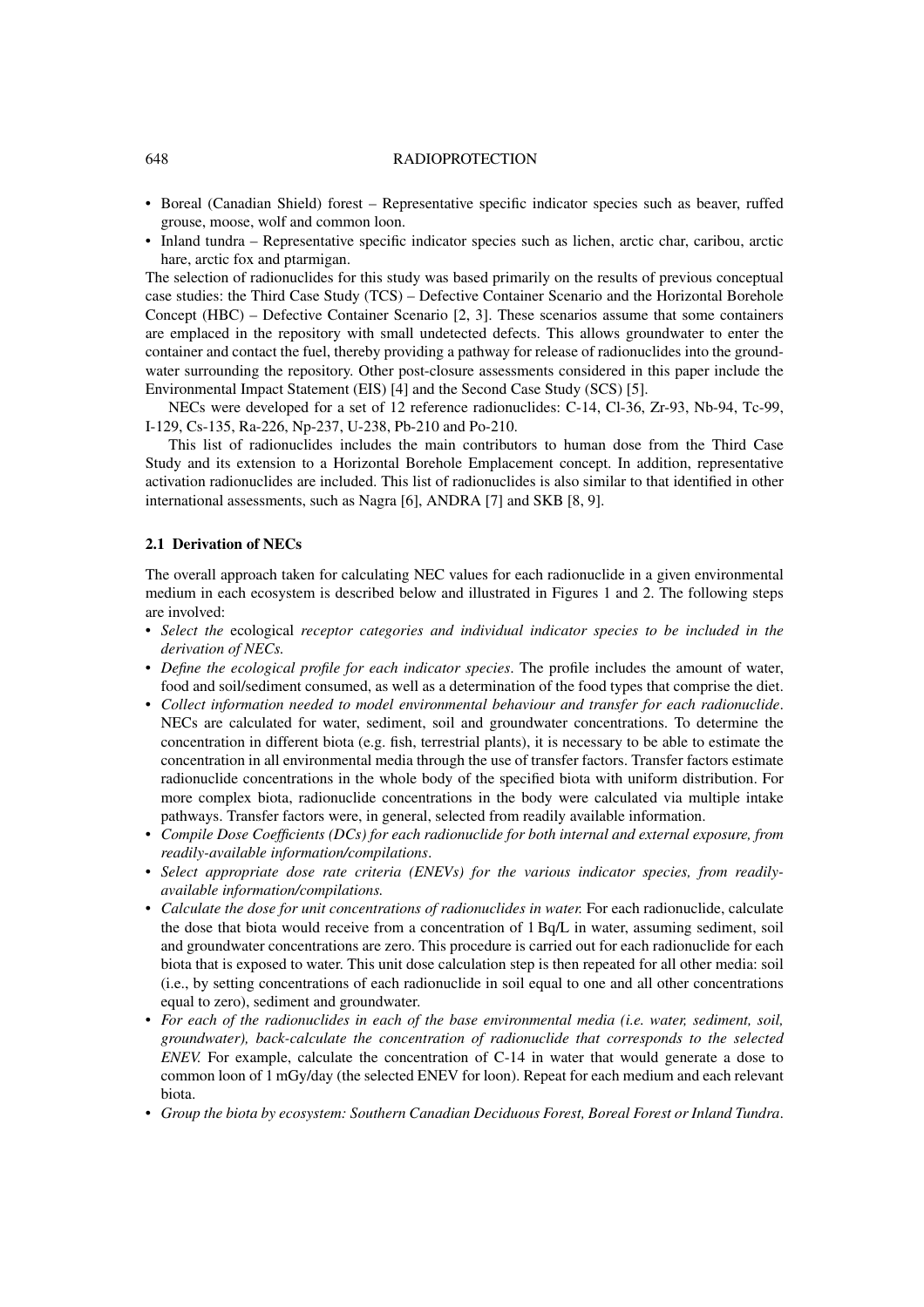- Boreal (Canadian Shield) forest – Representative specific indicator species such as beaver, ruffed grouse, moose, wolf and common loon.
- Inland tundra – Representative specific indicator species such as lichen, arctic char, caribou, arctic hare, arctic fox and ptarmigan.

The selection of radionuclides for this study was based primarily on the results of previous conceptual case studies: the Third Case Study (TCS) – Defective Container Scenario and the Horizontal Borehole Concept (HBC) – Defective Container Scenario [2, 3]. These scenarios assume that some containers are emplaced in the repository with small undetected defects. This allows groundwater to enter the container and contact the fuel, thereby providing a pathway for release of radionuclides into the groundwater surrounding the repository. Other post-closure assessments considered in this paper include the Environmental Impact Statement (EIS) [4] and the Second Case Study (SCS) [5].

NECs were developed for a set of 12 reference radionuclides: C-14, Cl-36, Zr-93, Nb-94, Tc-99, I-129, Cs-135, Ra-226, Np-237, U-238, Pb-210 and Po-210.

This list of radionuclides includes the main contributors to human dose from the Third Case Study and its extension to a Horizontal Borehole Emplacement concept. In addition, representative activation radionuclides are included. This list of radionuclides is also similar to that identified in other international assessments, such as Nagra [6], ANDRA [7] and SKB [8, 9].

### 2.1 Derivation of NECs

The overall approach taken for calculating NEC values for each radionuclide in a given environmental medium in each ecosystem is described below and illustrated in Figures 1 and 2. The following steps are involved:

- *Select the* ecological *receptor categories and individual indicator species to be included in the derivation of NECs.*
- *Define the ecological profile for each indicator species*. The profile includes the amount of water, food and soil/sediment consumed, as well as a determination of the food types that comprise the diet.
- *Collect information needed to model environmental behaviour and transfer for each radionuclide*. NECs are calculated for water, sediment, soil and groundwater concentrations. To determine the concentration in different biota (e.g. fish, terrestrial plants), it is necessary to be able to estimate the concentration in all environmental media through the use of transfer factors. Transfer factors estimate radionuclide concentrations in the whole body of the specified biota with uniform distribution. For more complex biota, radionuclide concentrations in the body were calculated via multiple intake pathways. Transfer factors were, in general, selected from readily available information.
- *Compile Dose Coefficients (DCs) for each radionuclide for both internal and external exposure, from readily-available information/compilations*.
- *Select appropriate dose rate criteria (ENEVs) for the various indicator species, from readily-available information/compilations.*
- *Calculate the dose for unit concentrations of radionuclides in water.* For each radionuclide, calculate the dose that biota would receive from a concentration of 1 Bq/L in water, assuming sediment, soil and groundwater concentrations are zero. This procedure is carried out for each radionuclide for each biota that is exposed to water. This unit dose calculation step is then repeated for all other media: soil (i.e., by setting concentrations of each radionuclide in soil equal to one and all other concentrations equal to zero), sediment and groundwater.
- *For each of the radionuclides in each of the base environmental media (i.e. water, sediment, soil, groundwater), back-calculate the concentration of radionuclide that corresponds to the selected ENEV.* For example, calculate the concentration of C-14 in water that would generate a dose to common loon of 1 mGy/day (the selected ENEV for loon). Repeat for each medium and each relevant biota.
- *Group the biota by ecosystem: Southern Canadian Deciduous Forest, Boreal Forest or Inland Tundra*.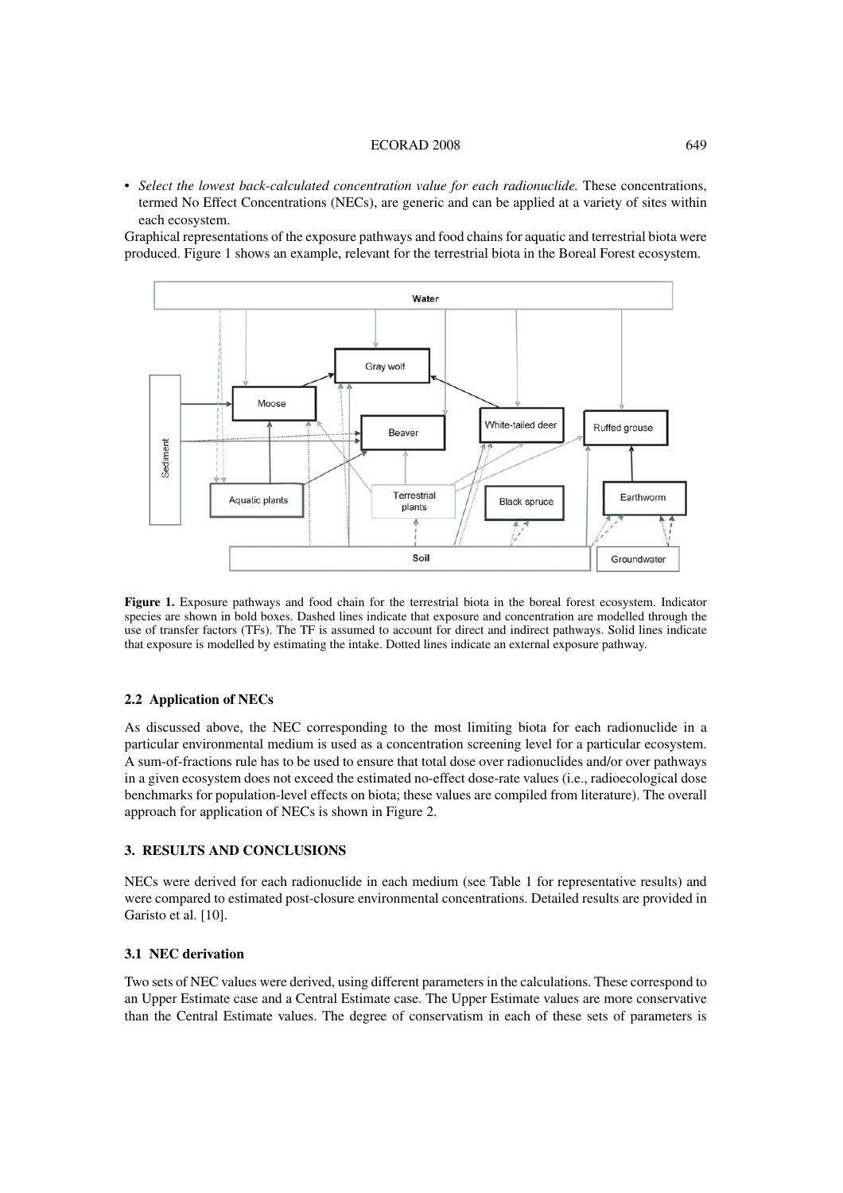• *Select the lowest back-calculated concentration value for each radionuclide.* These concentrations, termed No Effect Concentrations (NECs), are generic and can be applied at a variety of sites within each ecosystem.

Graphical representations of the exposure pathways and food chains for aquatic and terrestrial biota were produced. Figure 1 shows an example, relevant for the terrestrial biota in the Boreal Forest ecosystem.

**Figure 1.** Exposure pathways and food chain for the terrestrial biota in the boreal forest ecosystem. Indicator species are shown in bold boxes. Dashed lines indicate that exposure and concentration are modelled through the use of transfer factors (TFs). The TF is assumed to account for direct and indirect pathways. Solid lines indicate that exposure is modelled by estimating the intake. Dotted lines indicate an external exposure pathway.

### 2.2 Application of NECs

As discussed above, the NEC corresponding to the most limiting biota for each radionuclide in a particular environmental medium is used as a concentration screening level for a particular ecosystem. A sum-of-fractions rule has to be used to ensure that total dose over radionuclides and/or over pathways in a given ecosystem does not exceed the estimated no-effect dose-rate values (i.e., radioecological dose benchmarks for population-level effects on biota; these values are compiled from literature). The overall approach for application of NECs is shown in Figure 2.

## 3. RESULTS AND CONCLUSIONS

NECs were derived for each radionuclide in each medium (see Table 1 for representative results) and were compared to estimated post-closure environmental concentrations. Detailed results are provided in Garisto et al. [10].

### 3.1 NEC derivation

Two sets of NEC values were derived, using different parameters in the calculations. These correspond to an Upper Estimate case and a Central Estimate case. The Upper Estimate values are more conservative than the Central Estimate values. The degree of conservatism in each of these sets of parameters is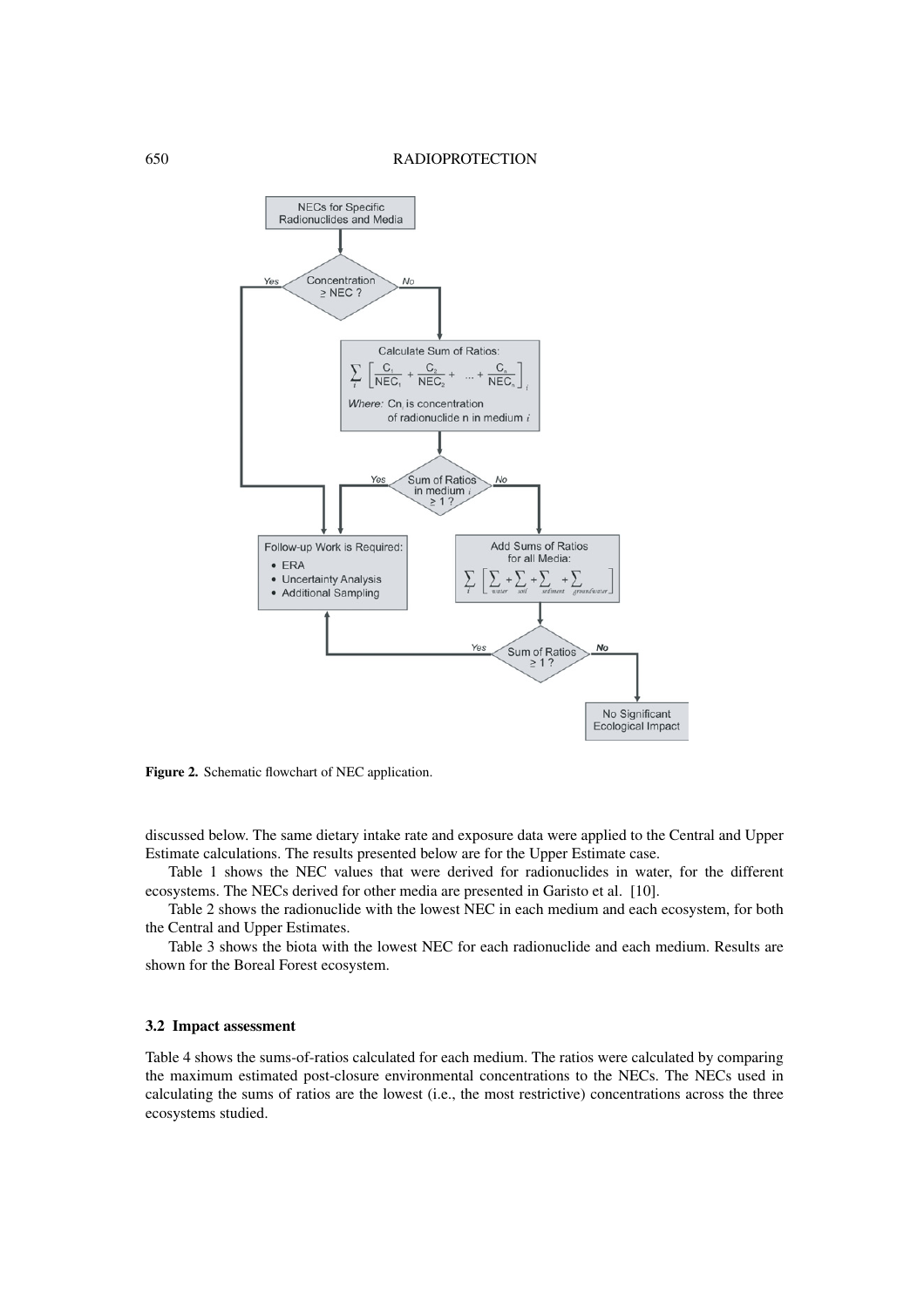**Figure 2.** Schematic flowchart of NEC application.

discussed below. The same dietary intake rate and exposure data were applied to the Central and Upper Estimate calculations. The results presented below are for the Upper Estimate case.

Table 1 shows the NEC values that were derived for radionuclides in water, for the different ecosystems. The NECs derived for other media are presented in Garisto et al. [10].

Table 2 shows the radionuclide with the lowest NEC in each medium and each ecosystem, for both the Central and Upper Estimates.

Table 3 shows the biota with the lowest NEC for each radionuclide and each medium. Results are shown for the Boreal Forest ecosystem.

### 3.2 Impact assessment

Table 4 shows the sums-of-ratios calculated for each medium. The ratios were calculated by comparing the maximum estimated post-closure environmental concentrations to the NECs. The NECs used in calculating the sums of ratios are the lowest (i.e., the most restrictive) concentrations across the three ecosystems studied.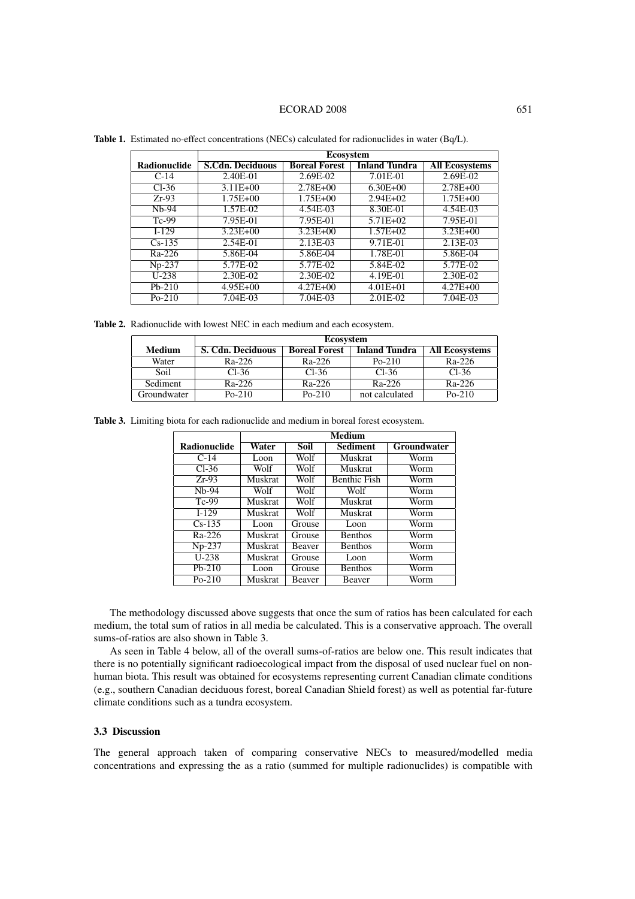**Table 1.** Estimated no-effect concentrations (NECs) calculated for radionuclides in water (Bq/L).

| Radionuclide | Ecosystem | | | |
|---|---|---|---|---|
| | S.Cdn. Deciduous | Boreal Forest | Inland Tundra | All Ecosystems |
| C-14 | 2.40E-01 | 2.69E-02 | 7.01E-01 | 2.69E-02 |
| Cl-36 | 3.11E+00 | 2.78E+00 | 6.30E+00 | 2.78E+00 |
| Zr-93 | 1.75E+00 | 1.75E+00 | 2.94E+02 | 1.75E+00 |
| Nb-94 | 1.57E-02 | 4.54E-03 | 8.30E-01 | 4.54E-03 |
| Tc-99 | 7.95E-01 | 7.95E-01 | 5.71E+02 | 7.95E-01 |
| I-129 | 3.23E+00 | 3.23E+00 | 1.57E+02 | 3.23E+00 |
| Cs-135 | 2.54E-01 | 2.13E-03 | 9.71E-01 | 2.13E-03 |
| Ra-226 | 5.86E-04 | 5.86E-04 | 1.78E-01 | 5.86E-04 |
| Np-237 | 5.77E-02 | 5.77E-02 | 5.84E-02 | 5.77E-02 |
| U-238 | 2.30E-02 | 2.30E-02 | 4.19E-01 | 2.30E-02 |
| Pb-210 | 4.95E+00 | 4.27E+00 | 4.01E+01 | 4.27E+00 |
| Po-210 | 7.04E-03 | 7.04E-03 | 2.01E-02 | 7.04E-03 |

**Table 2.** Radionuclide with lowest NEC in each medium and each ecosystem.

| Medium | Ecosystem | | | |
|---|---|---|---|---|
| | S. Cdn. Deciduous | Boreal Forest | Inland Tundra | All Ecosystems |
| Water | Ra-226 | Ra-226 | Po-210 | Ra-226 |
| Soil | Cl-36 | Cl-36 | Cl-36 | Cl-36 |
| Sediment | Ra-226 | Ra-226 | Ra-226 | Ra-226 |
| Groundwater | Po-210 | Po-210 | not calculated | Po-210 |

**Table 3.** Limiting biota for each radionuclide and medium in boreal forest ecosystem.

| Radionuclide | Medium | | | |
|---|---|---|---|---|
| | Water | Soil | Sediment | Groundwater |
| C-14 | Loon | Wolf | Muskrat | Worm |
| Cl-36 | Wolf | Wolf | Muskrat | Worm |
| Zr-93 | Muskrat | Wolf | Benthic Fish | Worm |
| Nb-94 | Wolf | Wolf | Wolf | Worm |
| Tc-99 | Muskrat | Wolf | Muskrat | Worm |
| I-129 | Muskrat | Wolf | Muskrat | Worm |
| Cs-135 | Loon | Grouse | Loon | Worm |
| Ra-226 | Muskrat | Grouse | Benthos | Worm |
| Np-237 | Muskrat | Beaver | Benthos | Worm |
| U-238 | Muskrat | Grouse | Loon | Worm |
| Pb-210 | Loon | Grouse | Benthos | Worm |
| Po-210 | Muskrat | Beaver | Beaver | Worm |

The methodology discussed above suggests that once the sum of ratios has been calculated for each medium, the total sum of ratios in all media be calculated. This is a conservative approach. The overall sums-of-ratios are also shown in Table 3.

As seen in Table 4 below, all of the overall sums-of-ratios are below one. This result indicates that there is no potentially significant radioecological impact from the disposal of used nuclear fuel on non-human biota. This result was obtained for ecosystems representing current Canadian climate conditions (e.g., southern Canadian deciduous forest, boreal Canadian Shield forest) as well as potential far-future climate conditions such as a tundra ecosystem.

### 3.3 Discussion

The general approach taken of comparing conservative NECs to measured/modelled media concentrations and expressing the as a ratio (summed for multiple radionuclides) is compatible with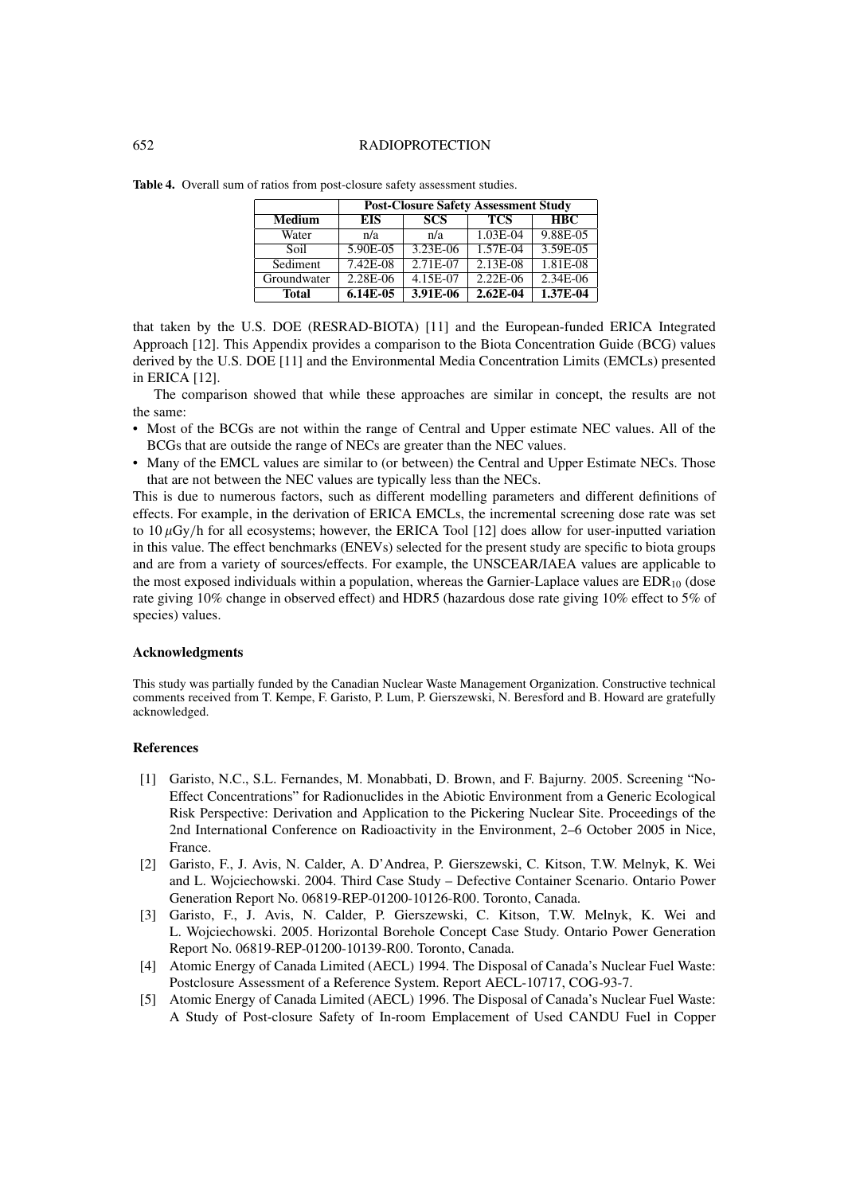**Table 4.** Overall sum of ratios from post-closure safety assessment studies.

| | Post-Closure Safety Assessment Study | | | |
|---|---|---|---|---|
| **Medium** | **EIS** | **SCS** | **TCS** | **HBC** |
| Water | n/a | n/a | 1.03E-04 | 9.88E-05 |
| Soil | 5.90E-05 | 3.23E-06 | 1.57E-04 | 3.59E-05 |
| Sediment | 7.42E-08 | 2.71E-07 | 2.13E-08 | 1.81E-08 |
| Groundwater | 2.28E-06 | 4.15E-07 | 2.22E-06 | 2.34E-06 |
| **Total** | **6.14E-05** | **3.91E-06** | **2.62E-04** | **1.37E-04** |

that taken by the U.S. DOE (RESRAD-BIOTA) [11] and the European-funded ERICA Integrated Approach [12]. This Appendix provides a comparison to the Biota Concentration Guide (BCG) values derived by the U.S. DOE [11] and the Environmental Media Concentration Limits (EMCLs) presented in ERICA [12].

The comparison showed that while these approaches are similar in concept, the results are not the same:

- Most of the BCGs are not within the range of Central and Upper estimate NEC values. All of the BCGs that are outside the range of NECs are greater than the NEC values.
- Many of the EMCL values are similar to (or between) the Central and Upper Estimate NECs. Those that are not between the NEC values are typically less than the NECs.

This is due to numerous factors, such as different modelling parameters and different definitions of effects. For example, in the derivation of ERICA EMCLs, the incremental screening dose rate was set to 10 $\mu$Gy/h for all ecosystems; however, the ERICA Tool [12] does allow for user-inputted variation in this value. The effect benchmarks (ENEVs) selected for the present study are specific to biota groups and are from a variety of sources/effects. For example, the UNSCEAR/IAEA values are applicable to the most exposed individuals within a population, whereas the Garnier-Laplace values are $EDR_{10}$ (dose rate giving 10% change in observed effect) and HDR5 (hazardous dose rate giving 10% effect to 5% of species) values.

### Acknowledgments

This study was partially funded by the Canadian Nuclear Waste Management Organization. Constructive technical comments received from T. Kempe, F. Garisto, P. Lum, P. Gierszewski, N. Beresford and B. Howard are gratefully acknowledged.

### References

[1] Garisto, N.C., S.L. Fernandes, M. Monabbati, D. Brown, and F. Bajurny. 2005. Screening "No-Effect Concentrations" for Radionuclides in the Abiotic Environment from a Generic Ecological Risk Perspective: Derivation and Application to the Pickering Nuclear Site. Proceedings of the 2nd International Conference on Radioactivity in the Environment, 2–6 October 2005 in Nice, France.

[2] Garisto, F., J. Avis, N. Calder, A. D'Andrea, P. Gierszewski, C. Kitson, T.W. Melnyk, K. Wei and L. Wojciechowski. 2004. Third Case Study – Defective Container Scenario. Ontario Power Generation Report No. 06819-REP-01200-10126-R00. Toronto, Canada.

[3] Garisto, F., J. Avis, N. Calder, P. Gierszewski, C. Kitson, T.W. Melnyk, K. Wei and L. Wojciechowski. 2005. Horizontal Borehole Concept Case Study. Ontario Power Generation Report No. 06819-REP-01200-10139-R00. Toronto, Canada.

[4] Atomic Energy of Canada Limited (AECL) 1994. The Disposal of Canada's Nuclear Fuel Waste: Postclosure Assessment of a Reference System. Report AECL-10717, COG-93-7.

[5] Atomic Energy of Canada Limited (AECL) 1996. The Disposal of Canada's Nuclear Fuel Waste: A Study of Post-closure Safety of In-room Emplacement of Used CANDU Fuel in Copper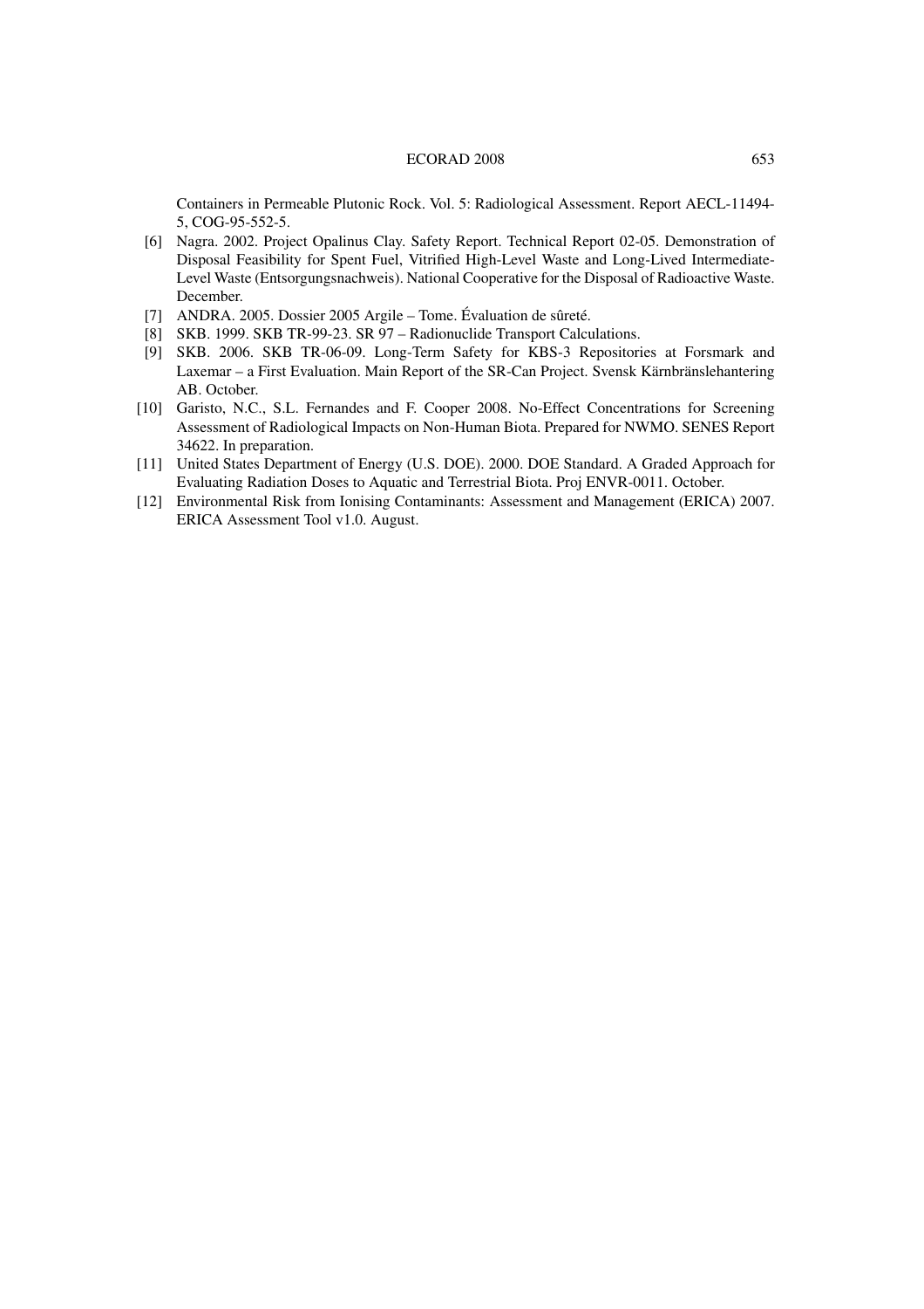Containers in Permeable Plutonic Rock. Vol. 5: Radiological Assessment. Report AECL-11494-5, COG-95-552-5.

[6] Nagra. 2002. Project Opalinus Clay. Safety Report. Technical Report 02-05. Demonstration of Disposal Feasibility for Spent Fuel, Vitrified High-Level Waste and Long-Lived Intermediate-Level Waste (Entsorgungsnachweis). National Cooperative for the Disposal of Radioactive Waste. December.

[7] ANDRA. 2005. Dossier 2005 Argile – Tome. Évaluation de sûreté.

[8] SKB. 1999. SKB TR-99-23. SR 97 – Radionuclide Transport Calculations.

[9] SKB. 2006. SKB TR-06-09. Long-Term Safety for KBS-3 Repositories at Forsmark and Laxemar – a First Evaluation. Main Report of the SR-Can Project. Svensk Kärnbränslehantering AB. October.

[10] Garisto, N.C., S.L. Fernandes and F. Cooper 2008. No-Effect Concentrations for Screening Assessment of Radiological Impacts on Non-Human Biota. Prepared for NWMO. SENES Report 34622. In preparation.

[11] United States Department of Energy (U.S. DOE). 2000. DOE Standard. A Graded Approach for Evaluating Radiation Doses to Aquatic and Terrestrial Biota. Proj ENVR-0011. October.

[12] Environmental Risk from Ionising Contaminants: Assessment and Management (ERICA) 2007. ERICA Assessment Tool v1.0. August.